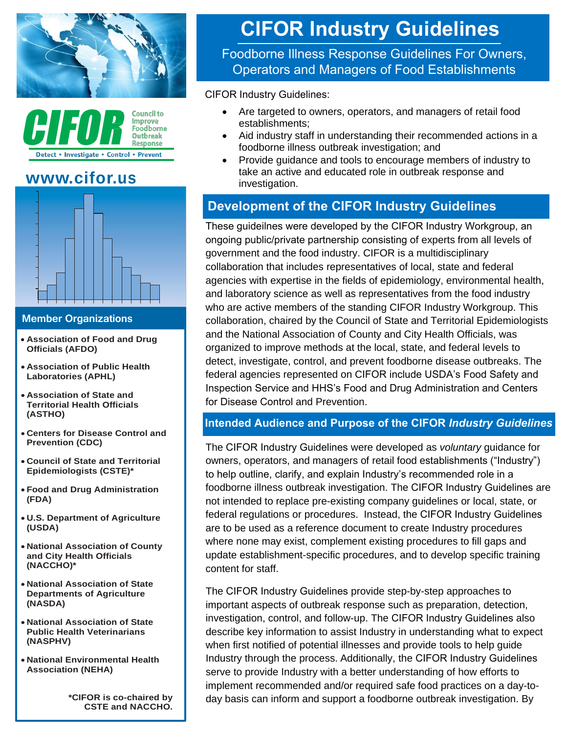# CIFOR Industry Guidelines

Foodborne Illness Response Guidelines For Owners, Operators and Managers of Food Establishments

CIFOR Industry Guidelines:

- Are targeted to owners, operators, and managers of retail food establishments;
- Aid industry staff in understanding their recommended actions in a foodborne illness outbreak investigation; and
- Provide guidance and tools to encourage members of industry to take an active and educated role in outbreak response and investigation.

## Development of the CIFOR Industry Guidelines

These guideilnes were developed by the CIFOR Industry Workgroup, an ongoing public/private partnership consisting of experts from all levels of government and the food industry. CIFOR is a multidisciplinary collaboration that includes representatives of local, state and federal agencies with expertise in the fields of epidemiology, environmental health, and laboratory science as well as representatives from the food industry who are active members of the standing CIFOR Industry Workgroup. This collaboration, chaired by the Council of State and Territorial Epidemiologists and the National Association of County and City Health Officials, was organized to improve methods at the local, state, and federal levels to detect, investigate, control, and prevent foodborne disease outbreaks. The federal agencies represented on CIFOR include USDA's Food Safety and Inspection Service and HHS's Food and Drug Administration and Centers for Disease Control and Prevention.

## Intended Audience and Purpose of the CIFOR *Industry Guidelines*

The CIFOR Industry Guidelines were developed as *voluntary* guidance for owners, operators, and managers of retail food establishments ("Industry") to help outline, clarify, and explain Industry's recommended role in a foodborne illness outbreak investigation. The CIFOR Industry Guidelines are not intended to replace pre-existing company guidelines or local, state, or federal regulations or procedures. Instead, the CIFOR Industry Guidelines are to be used as a reference document to create Industry procedures where none may exist, complement existing procedures to fill gaps and update establishment-specific procedures, and to develop specific training content for staff.

The CIFOR Industry Guidelines provide step-by-step approaches to important aspects of outbreak response such as preparation, detection, investigation, control, and follow-up. The CIFOR Industry Guidelines also describe key information to assist Industry in understanding what to expect when first notified of potential illnesses and provide tools to help guide Industry through the process. Additionally, the CIFOR Industry Guidelines serve to provide Industry with a better understanding of how efforts to implement recommended and/or required safe food practices on a day-to-day basis can inform and support a foodborne outbreak investigation. By

**CIFOR** Council to Improve Foodborne Outbreak Response

Detect • Investigate • Control • Prevent

**www.cifor.us**

## Member Organizations

- **Association of Food and Drug Officials (AFDO)**
- **Association of Public Health Laboratories (APHL)**
- **Association of State and Territorial Health Officials (ASTHO)**
- **Centers for Disease Control and Prevention (CDC)**
- **Council of State and Territorial Epidemiologists (CSTE)***
- **Food and Drug Administration (FDA)**
- **U.S. Department of Agriculture (USDA)**
- **National Association of County and City Health Officials (NACCHO)***
- **National Association of State Departments of Agriculture (NASDA)**
- **National Association of State Public Health Veterinarians (NASPHV)**
- **National Environmental Health Association (NEHA)**

***CIFOR is co-chaired by CSTE and NACCHO.**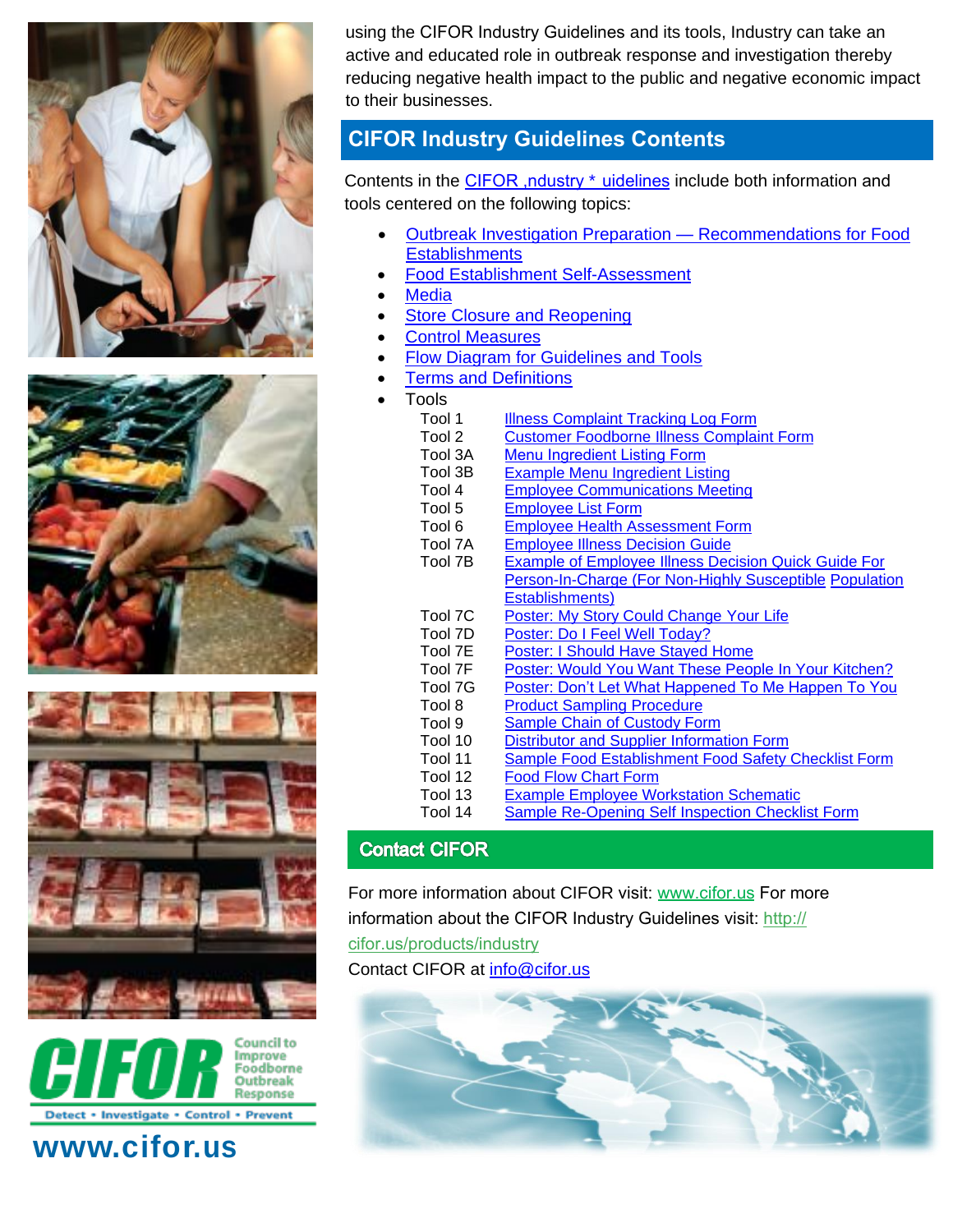using the CIFOR Industry Guidelines and its tools, Industry can take an active and educated role in outbreak response and investigation thereby reducing negative health impact to the public and negative economic impact to their businesses.

## CIFOR Industry Guidelines Contents

Contents in the CIFOR ,ndustry * uidelines include both information and tools centered on the following topics:

- Outbreak Investigation Preparation — Recommendations for Food Establishments
- Food Establishment Self-Assessment
- Media
- Store Closure and Reopening
- Control Measures
- Flow Diagram for Guidelines and Tools
- Terms and Definitions
- Tools

| | |
|---|---|
| Tool 1 | Illness Complaint Tracking Log Form |
| Tool 2 | Customer Foodborne Illness Complaint Form |
| Tool 3A | Menu Ingredient Listing Form |
| Tool 3B | Example Menu Ingredient Listing |
| Tool 4 | Employee Communications Meeting |
| Tool 5 | Employee List Form |
| Tool 6 | Employee Health Assessment Form |
| Tool 7A | Employee Illness Decision Guide |
| Tool 7B | Example of Employee Illness Decision Quick Guide For Person-In-Charge (For Non-Highly Susceptible Population Establishments) |
| Tool 7C | Poster: My Story Could Change Your Life |
| Tool 7D | Poster: Do I Feel Well Today? |
| Tool 7E | Poster: I Should Have Stayed Home |
| Tool 7F | Poster: Would You Want These People In Your Kitchen? |
| Tool 7G | Poster: Don't Let What Happened To Me Happen To You |
| Tool 8 | Product Sampling Procedure |
| Tool 9 | Sample Chain of Custody Form |
| Tool 10 | Distributor and Supplier Information Form |
| Tool 11 | Sample Food Establishment Food Safety Checklist Form |
| Tool 12 | Food Flow Chart Form |
| Tool 13 | Example Employee Workstation Schematic |
| Tool 14 | Sample Re-Opening Self Inspection Checklist Form |

## Contact CIFOR

For more information about CIFOR visit: www.cifor.us For more information about the CIFOR Industry Guidelines visit: http://cifor.us/products/industry

Contact CIFOR at info@cifor.us

CIFOR Council to Improve Foodborne Outbreak Response

Detect • Investigate • Control • Prevent

www.cifor.us